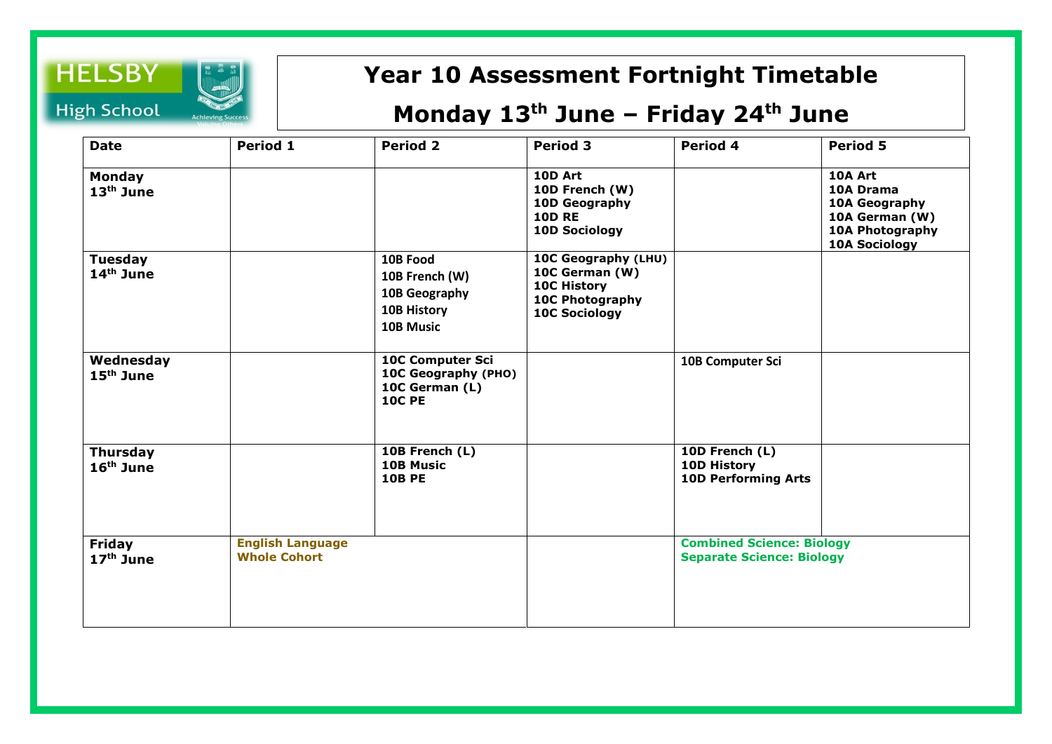HELSBY High School

Achieving Success Valuing Others

# Year 10 Assessment Fortnight Timetable

## Monday 13th June – Friday 24th June

| Date | Period 1 | Period 2 | Period 3 | Period 4 | Period 5 |
|---|---|---|---|---|---|
| **Monday 13th June** | | | **10D Art**<br>**10D French (W)**<br>**10D Geography**<br>**10D RE**<br>**10D Sociology** | | **10A Art**<br>**10A Drama**<br>**10A Geography**<br>**10A German (W)**<br>**10A Photography**<br>**10A Sociology** |
| **Tuesday 14th June** | | 10B Food<br>10B French (W)<br>10B Geography<br>10B History<br>10B Music | **10C Geography (LHU)**<br>**10C German (W)**<br>**10C History**<br>**10C Photography**<br>**10C Sociology** | | |
| **Wednesday 15th June** | | **10C Computer Sci**<br>**10C Geography (PHO)**<br>**10C German (L)**<br>**10C PE** | | 10B Computer Sci | |
| **Thursday 16th June** | | **10B French (L)**<br>**10B Music**<br>**10B PE** | | **10D French (L)**<br>**10D History**<br>**10D Performing Arts** | |
| **Friday 17th June** | **English Language Whole Cohort** | | | **Combined Science: Biology**<br>**Separate Science: Biology** | |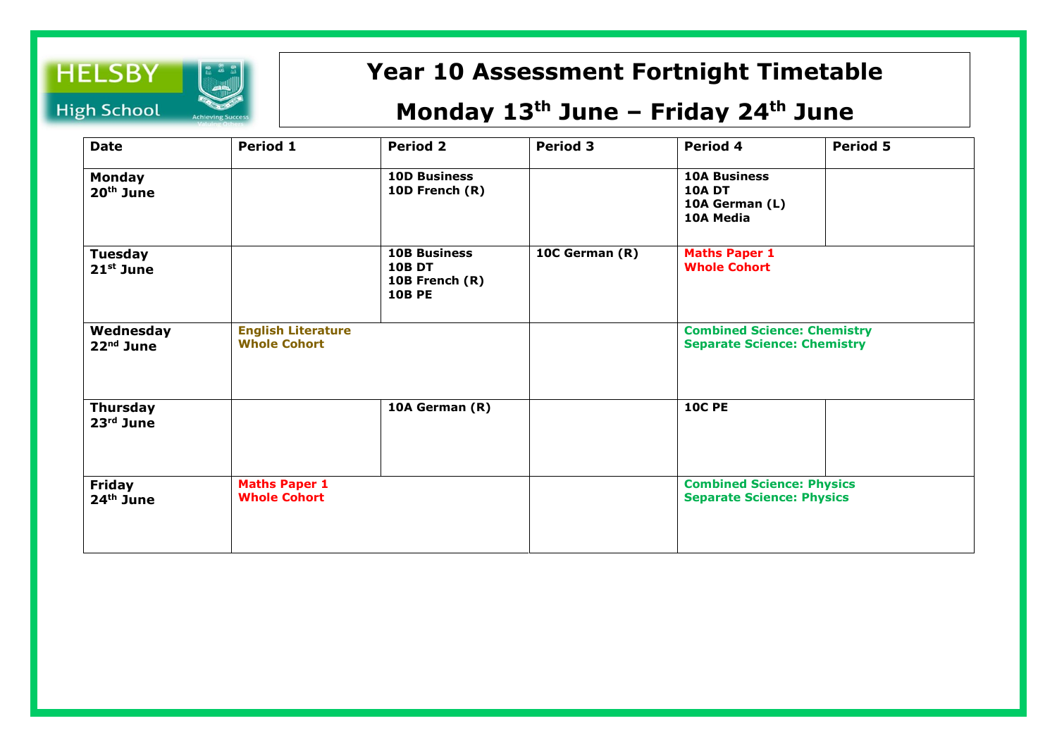HELSBY High School

Achieving Success Valuing Others

# Year 10 Assessment Fortnight Timetable

## Monday 13th June – Friday 24th June

| Date | Period 1 | Period 2 | Period 3 | Period 4 | Period 5 |
|---|---|---|---|---|---|
| **Monday 20th June** | | **10D Business**<br>**10D French (R)** | | **10A Business**<br>**10A DT**<br>**10A German (L)**<br>**10A Media** | |
| **Tuesday 21st June** | | **10B Business**<br>**10B DT**<br>**10B French (R)**<br>**10B PE** | **10C German (R)** | **Maths Paper 1**<br>**Whole Cohort** | |
| **Wednesday 22nd June** | **English Literature**<br>**Whole Cohort** | | | **Combined Science: Chemistry**<br>**Separate Science: Chemistry** | |
| **Thursday 23rd June** | | **10A German (R)** | | **10C PE** | |
| **Friday 24th June** | **Maths Paper 1**<br>**Whole Cohort** | | | **Combined Science: Physics**<br>**Separate Science: Physics** | |